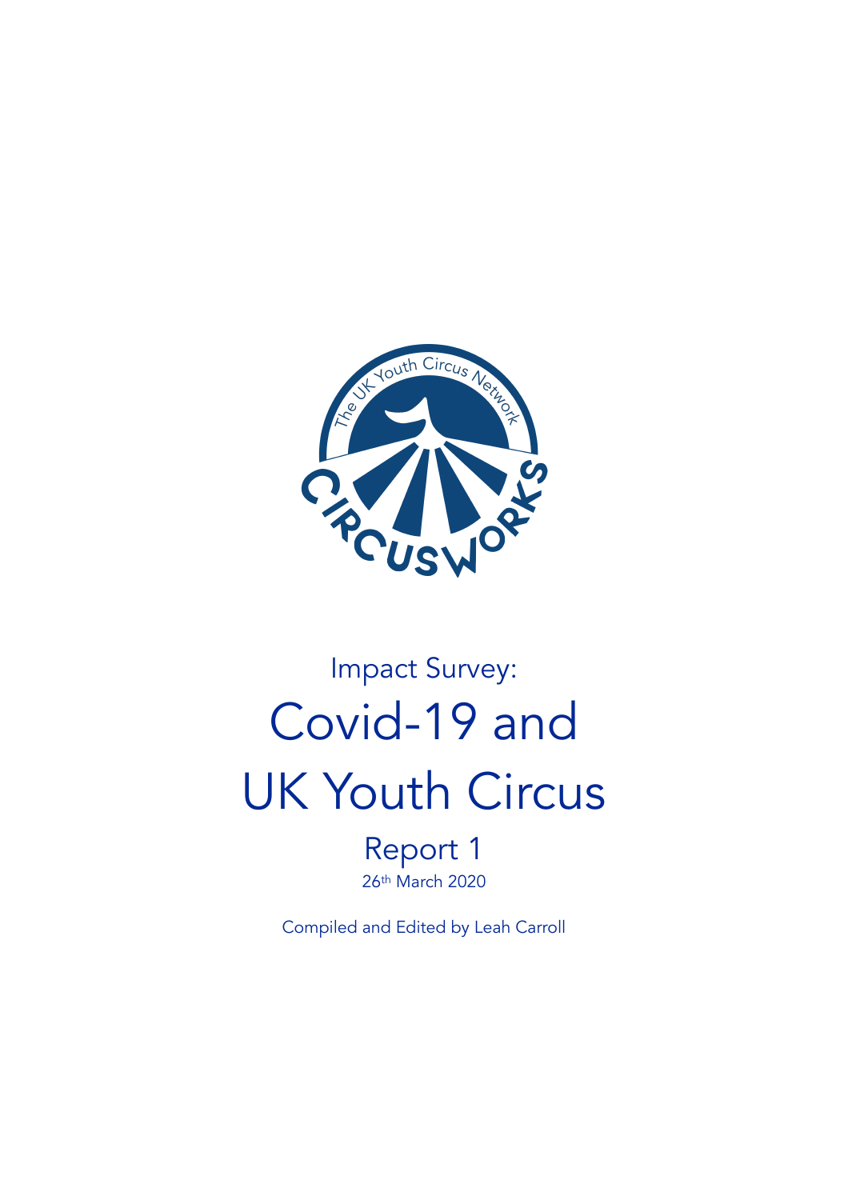Impact Survey:

# Covid-19 and UK Youth Circus

## Report 1

26th March 2020

Compiled and Edited by Leah Carroll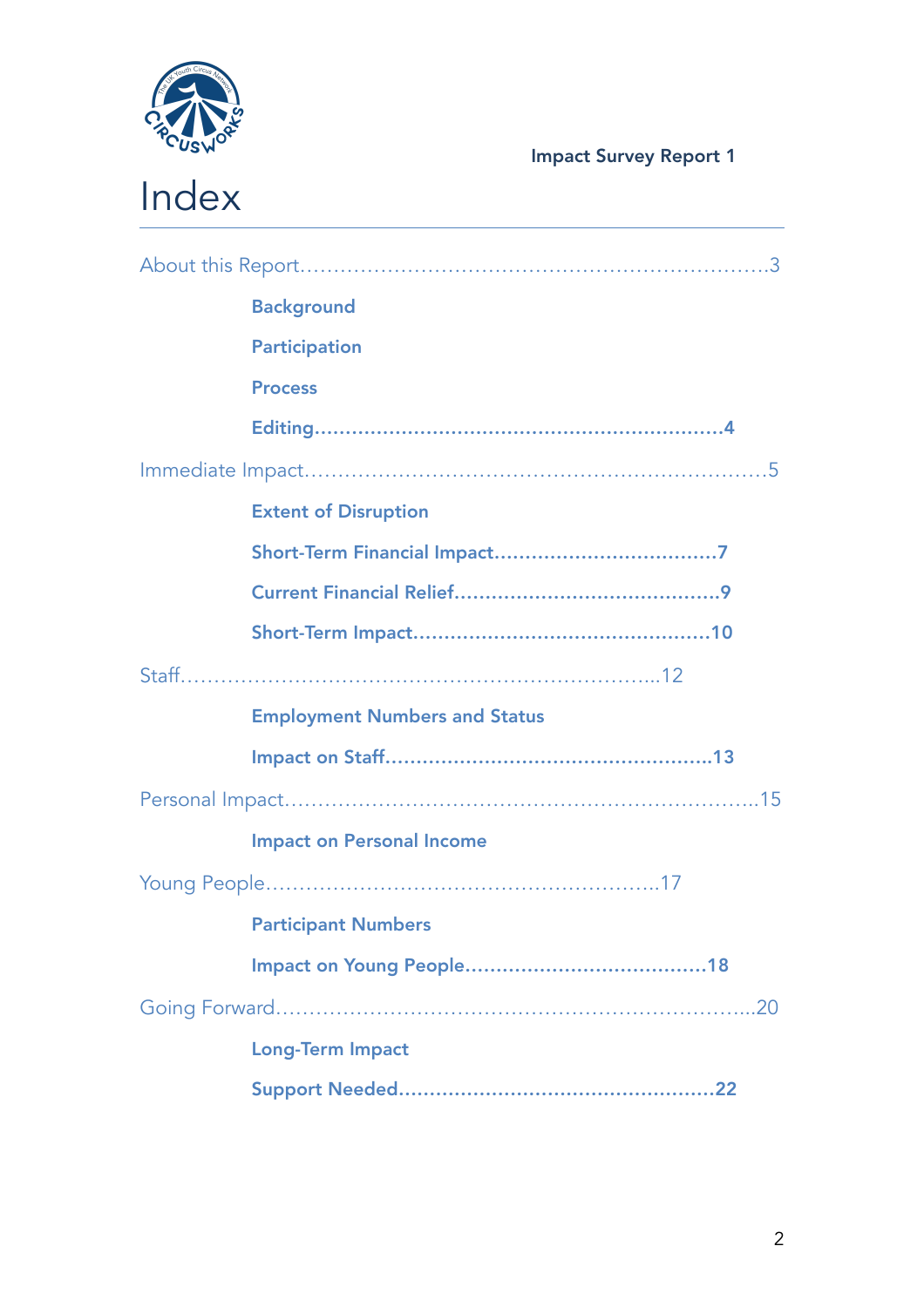# Index

About this Report…………………………………………………………3

- **Background**
- **Participation**
- **Process**
- **Editing……………………………………………………4**

Immediate Impact……………………………………………………5

- **Extent of Disruption**
- **Short-Term Financial Impact………………………………7**
- **Current Financial Relief……………………………………9**
- **Short-Term Impact…………………………………………10**

Staff……………………………………………………………..12

- **Employment Numbers and Status**
- **Impact on Staff……………………………………………13**

Personal Impact……………………………………………………..15

- **Impact on Personal Income**

Young People………………………………………………17

- **Participant Numbers**
- **Impact on Young People…………………………………18**

Going Forward……………………………………………………...20

- **Long-Term Impact**
- **Support Needed……………………………………………22**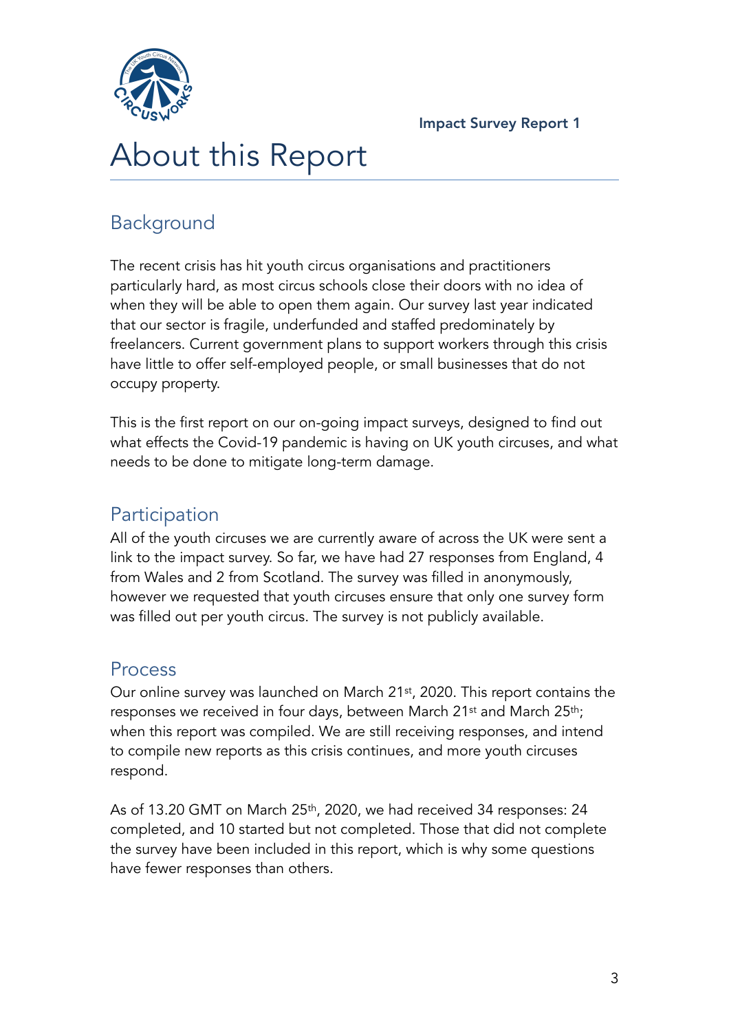# About this Report

## Background

The recent crisis has hit youth circus organisations and practitioners particularly hard, as most circus schools close their doors with no idea of when they will be able to open them again. Our survey last year indicated that our sector is fragile, underfunded and staffed predominately by freelancers. Current government plans to support workers through this crisis have little to offer self-employed people, or small businesses that do not occupy property.

This is the first report on our on-going impact surveys, designed to find out what effects the Covid-19 pandemic is having on UK youth circuses, and what needs to be done to mitigate long-term damage.

## Participation

All of the youth circuses we are currently aware of across the UK were sent a link to the impact survey. So far, we have had 27 responses from England, 4 from Wales and 2 from Scotland. The survey was filled in anonymously, however we requested that youth circuses ensure that only one survey form was filled out per youth circus. The survey is not publicly available.

## Process

Our online survey was launched on March 21st, 2020. This report contains the responses we received in four days, between March 21st and March 25th; when this report was compiled. We are still receiving responses, and intend to compile new reports as this crisis continues, and more youth circuses respond.

As of 13.20 GMT on March 25th, 2020, we had received 34 responses: 24 completed, and 10 started but not completed. Those that did not complete the survey have been included in this report, which is why some questions have fewer responses than others.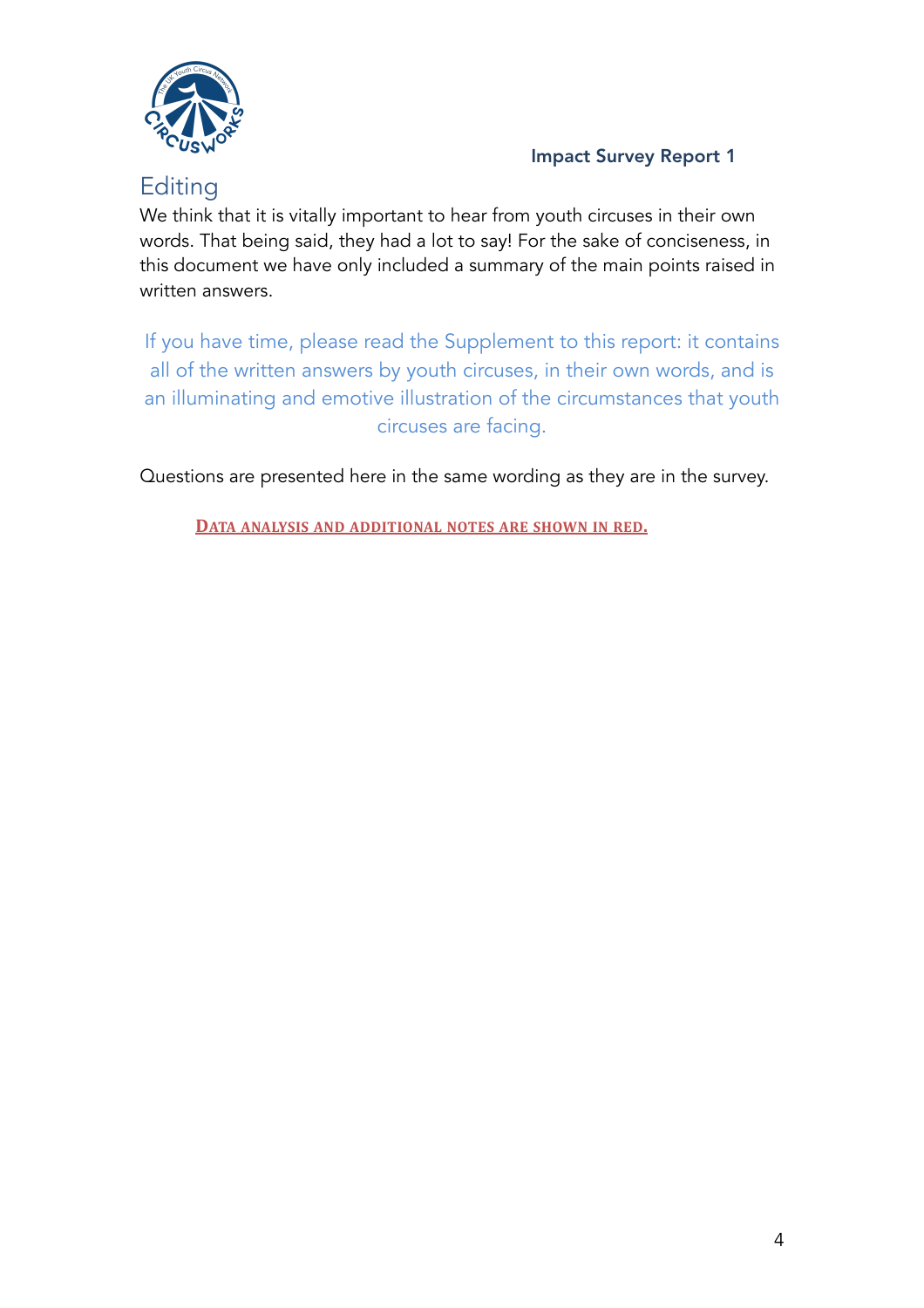## Editing

We think that it is vitally important to hear from youth circuses in their own words. That being said, they had a lot to say! For the sake of conciseness, in this document we have only included a summary of the main points raised in written answers.

If you have time, please read the Supplement to this report: it contains all of the written answers by youth circuses, in their own words, and is an illuminating and emotive illustration of the circumstances that youth circuses are facing.

Questions are presented here in the same wording as they are in the survey.

**Data analysis and additional notes are shown in red.**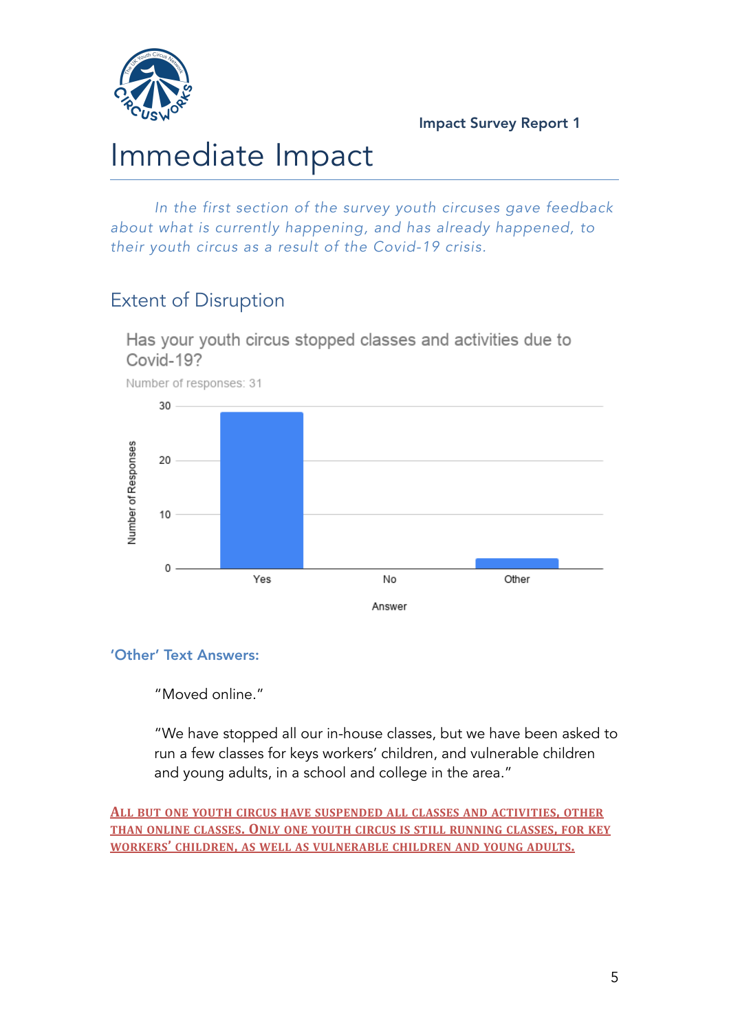# Immediate Impact

*In the first section of the survey youth circuses gave feedback about what is currently happening, and has already happened, to their youth circus as a result of the Covid-19 crisis.*

## Extent of Disruption

Has your youth circus stopped classes and activities due to Covid-19?

Number of responses: 31

| Answer | Number of Responses |
|---|---|
| Yes | 29 |
| No | 0 |
| Other | 2 |

### 'Other' Text Answers:

"Moved online."

"We have stopped all our in-house classes, but we have been asked to run a few classes for keys workers' children, and vulnerable children and young adults, in a school and college in the area."

**ALL BUT ONE YOUTH CIRCUS HAVE SUSPENDED ALL CLASSES AND ACTIVITIES, OTHER THAN ONLINE CLASSES. ONLY ONE YOUTH CIRCUS IS STILL RUNNING CLASSES, FOR KEY WORKERS' CHILDREN, AS WELL AS VULNERABLE CHILDREN AND YOUNG ADULTS.**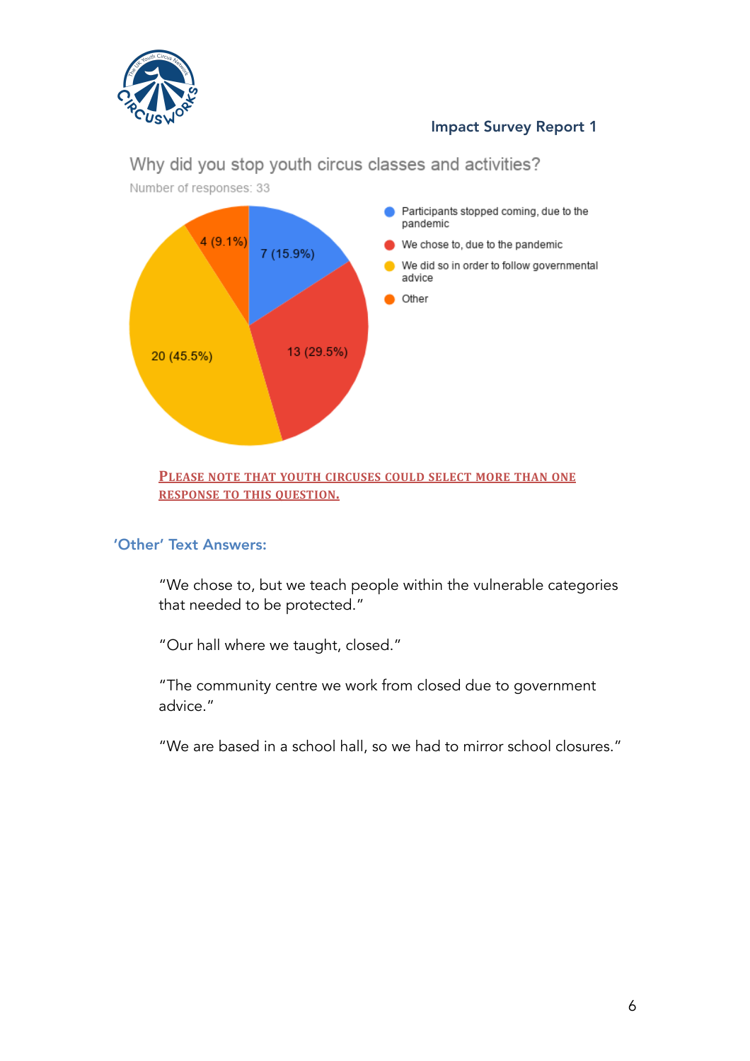## Why did you stop youth circus classes and activities?

Number of responses: 33

| Response | Count (%) |
| --- | --- |
| Participants stopped coming, due to the pandemic | 7 (15.9%) |
| We chose to, due to the pandemic | 13 (29.5%) |
| We did so in order to follow governmental advice | 20 (45.5%) |
| Other | 4 (9.1%) |

**PLEASE NOTE THAT YOUTH CIRCUSES COULD SELECT MORE THAN ONE RESPONSE TO THIS QUESTION.**

### 'Other' Text Answers:

"We chose to, but we teach people within the vulnerable categories that needed to be protected."

"Our hall where we taught, closed."

"The community centre we work from closed due to government advice."

"We are based in a school hall, so we had to mirror school closures."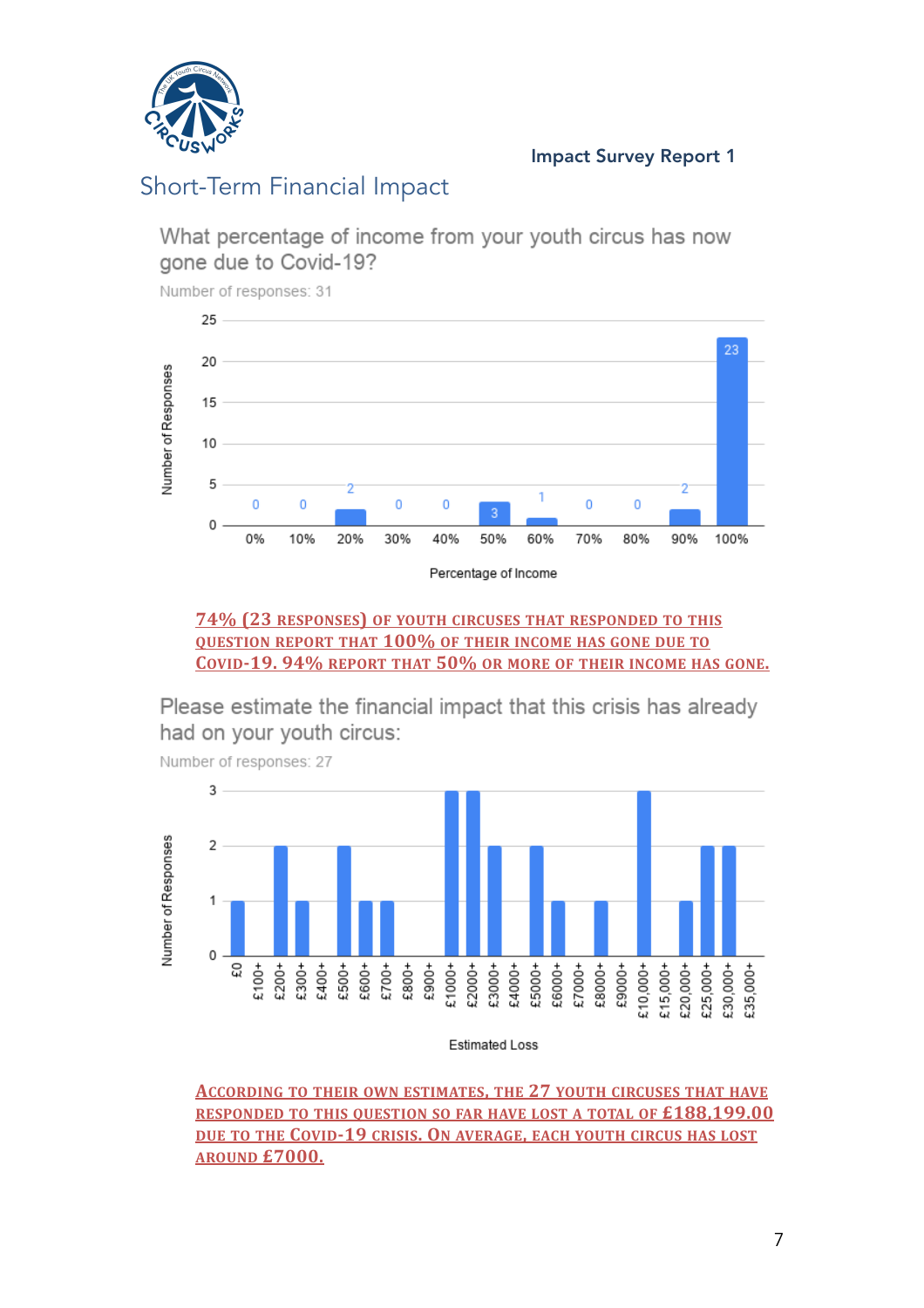## Short-Term Financial Impact

What percentage of income from your youth circus has now gone due to Covid-19?

Number of responses: 31

| Percentage of Income | Number of Responses |
|---|---|
| 0% | 0 |
| 10% | 0 |
| 20% | 2 |
| 30% | 0 |
| 40% | 0 |
| 50% | 3 |
| 60% | 1 |
| 70% | 0 |
| 80% | 0 |
| 90% | 2 |
| 100% | 23 |

**74% (23 responses) of youth circuses that responded to this question report that 100% of their income has gone due to Covid-19. 94% report that 50% or more of their income has gone.**

Please estimate the financial impact that this crisis has already had on your youth circus:

Number of responses: 27

| Estimated Loss | Number of Responses |
|---|---|
| £0 | 1 |
| £100+ | 0 |
| £200+ | 2 |
| £300+ | 1 |
| £400+ | 0 |
| £500+ | 2 |
| £600+ | 1 |
| £700+ | 1 |
| £800+ | 0 |
| £900+ | 0 |
| £1000+ | 3 |
| £2000+ | 3 |
| £3000+ | 2 |
| £4000+ | 0 |
| £5000+ | 2 |
| £6000+ | 1 |
| £7000+ | 0 |
| £8000+ | 1 |
| £9000+ | 0 |
| £10,000+ | 3 |
| £15,000+ | 0 |
| £20,000+ | 1 |
| £25,000+ | 2 |
| £30,000+ | 2 |
| £35,000+ | 0 |

**According to their own estimates, the 27 youth circuses that have responded to this question so far have lost a total of £188,199.00 due to the Covid-19 crisis. On average, each youth circus has lost around £7000.**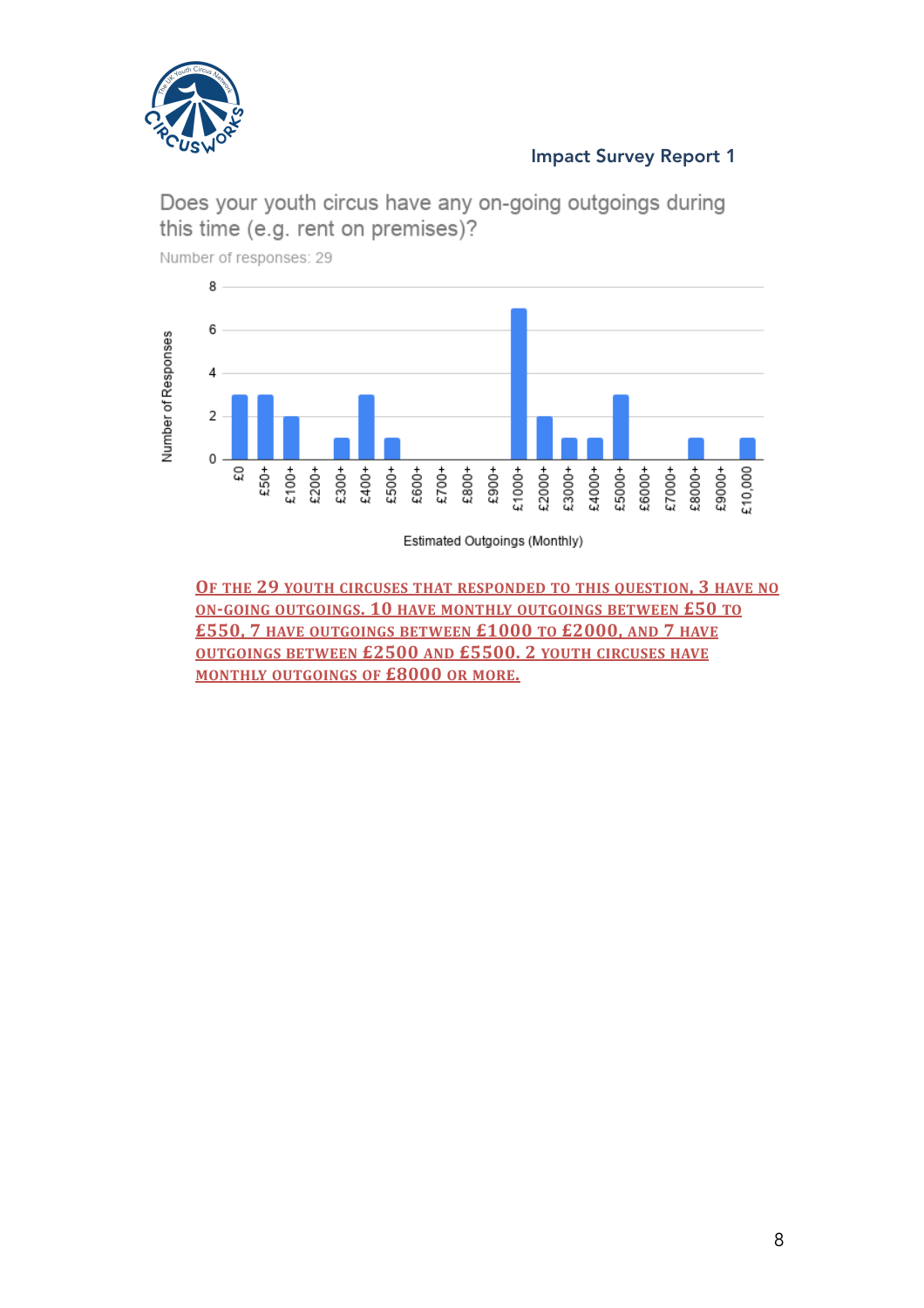Does your youth circus have any on-going outgoings during this time (e.g. rent on premises)?

Number of responses: 29

| Estimated Outgoings (Monthly) | Number of Responses |
|---|---|
| £0 | 3 |
| £50+ | 3 |
| £100+ | 2 |
| £200+ | 0 |
| £300+ | 1 |
| £400+ | 3 |
| £500+ | 1 |
| £600+ | 0 |
| £700+ | 0 |
| £800+ | 0 |
| £900+ | 0 |
| £1000+ | 7 |
| £2000+ | 2 |
| £3000+ | 1 |
| £4000+ | 1 |
| £5000+ | 3 |
| £6000+ | 0 |
| £7000+ | 0 |
| £8000+ | 1 |
| £9000+ | 0 |
| £10,000 | 1 |

**Of the 29 youth circuses that responded to this question, 3 have no on-going outgoings. 10 have monthly outgoings between £50 to £550, 7 have outgoings between £1000 to £2000, and 7 have outgoings between £2500 and £5500. 2 youth circuses have monthly outgoings of £8000 or more.**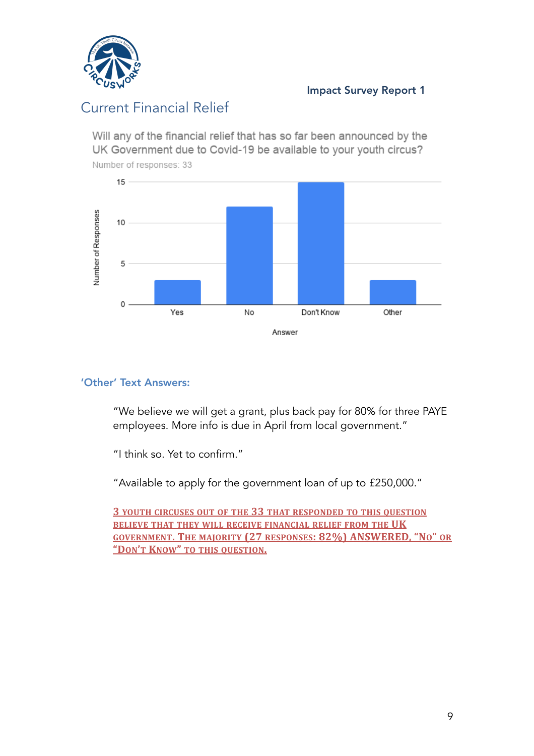## Current Financial Relief

Will any of the financial relief that has so far been announced by the UK Government due to Covid-19 be available to your youth circus?

Number of responses: 33

| Answer | Number of Responses |
| --- | --- |
| Yes | 3 |
| No | 12 |
| Don't Know | 15 |
| Other | 3 |

### 'Other' Text Answers:

"We believe we will get a grant, plus back pay for 80% for three PAYE employees. More info is due in April from local government."

"I think so. Yet to confirm."

"Available to apply for the government loan of up to £250,000."

**3 youth circuses out of the 33 that responded to this question believe that they will receive financial relief from the UK Government. The majority (27 responses: 82%) answered, "No" or "Don't Know" to this question.**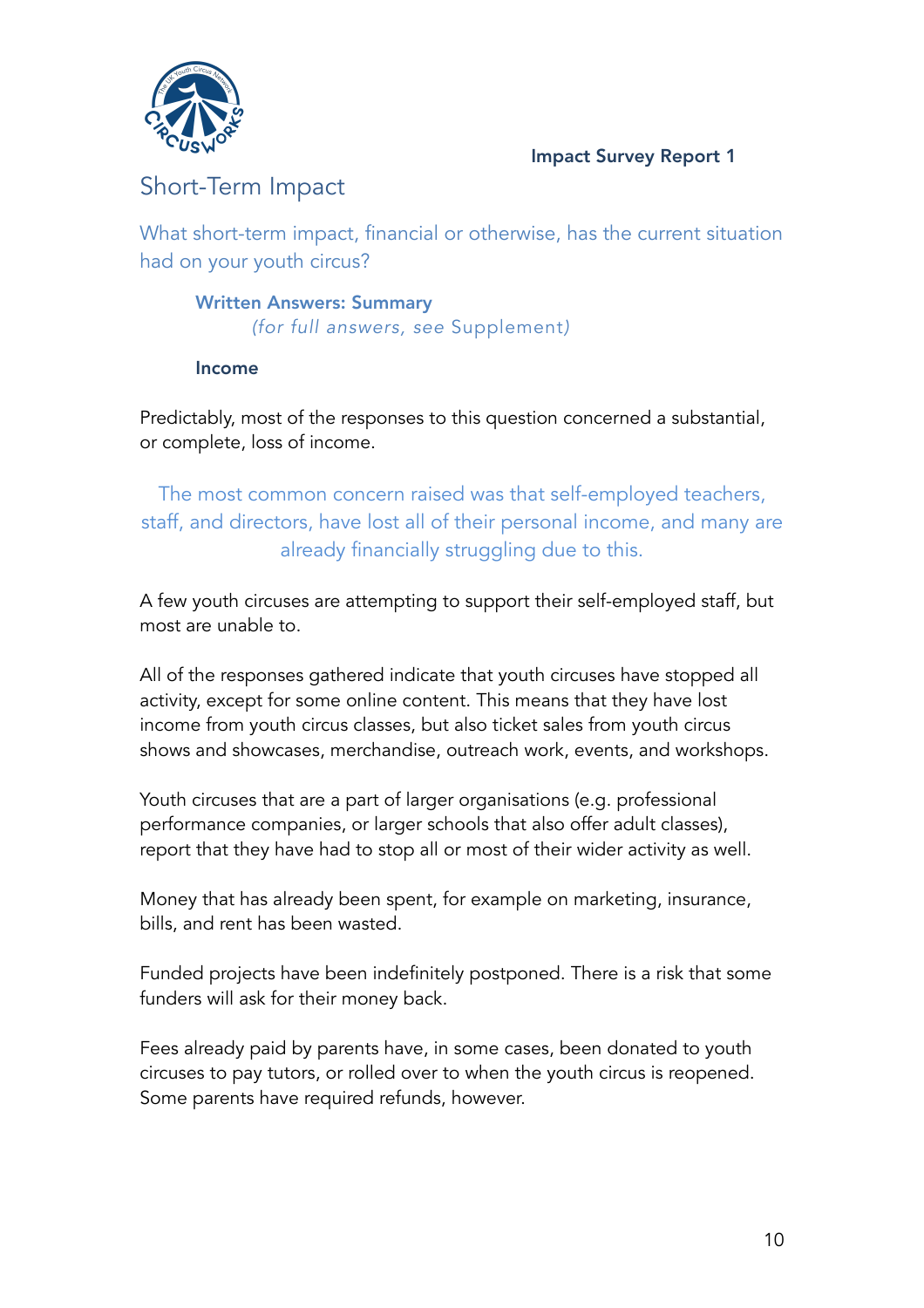## Short-Term Impact

### What short-term impact, financial or otherwise, has the current situation had on your youth circus?

**Written Answers: Summary**

*(for full answers, see Supplement)*

**Income**

Predictably, most of the responses to this question concerned a substantial, or complete, loss of income.

> The most common concern raised was that self-employed teachers, staff, and directors, have lost all of their personal income, and many are already financially struggling due to this.

A few youth circuses are attempting to support their self-employed staff, but most are unable to.

All of the responses gathered indicate that youth circuses have stopped all activity, except for some online content. This means that they have lost income from youth circus classes, but also ticket sales from youth circus shows and showcases, merchandise, outreach work, events, and workshops.

Youth circuses that are a part of larger organisations (e.g. professional performance companies, or larger schools that also offer adult classes), report that they have had to stop all or most of their wider activity as well.

Money that has already been spent, for example on marketing, insurance, bills, and rent has been wasted.

Funded projects have been indefinitely postponed. There is a risk that some funders will ask for their money back.

Fees already paid by parents have, in some cases, been donated to youth circuses to pay tutors, or rolled over to when the youth circus is reopened. Some parents have required refunds, however.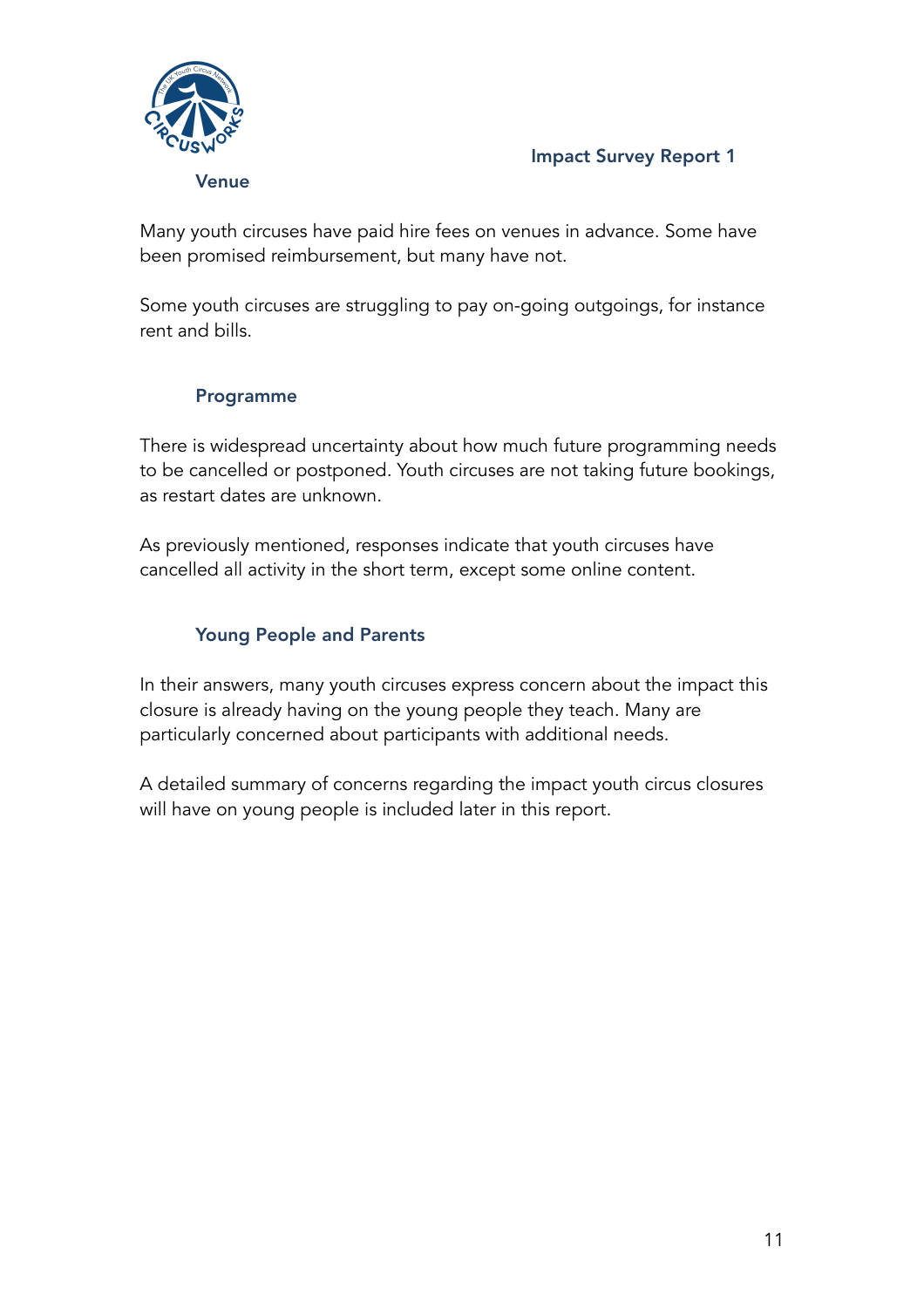### Venue

Many youth circuses have paid hire fees on venues in advance. Some have been promised reimbursement, but many have not.

Some youth circuses are struggling to pay on-going outgoings, for instance rent and bills.

### Programme

There is widespread uncertainty about how much future programming needs to be cancelled or postponed. Youth circuses are not taking future bookings, as restart dates are unknown.

As previously mentioned, responses indicate that youth circuses have cancelled all activity in the short term, except some online content.

### Young People and Parents

In their answers, many youth circuses express concern about the impact this closure is already having on the young people they teach. Many are particularly concerned about participants with additional needs.

A detailed summary of concerns regarding the impact youth circus closures will have on young people is included later in this report.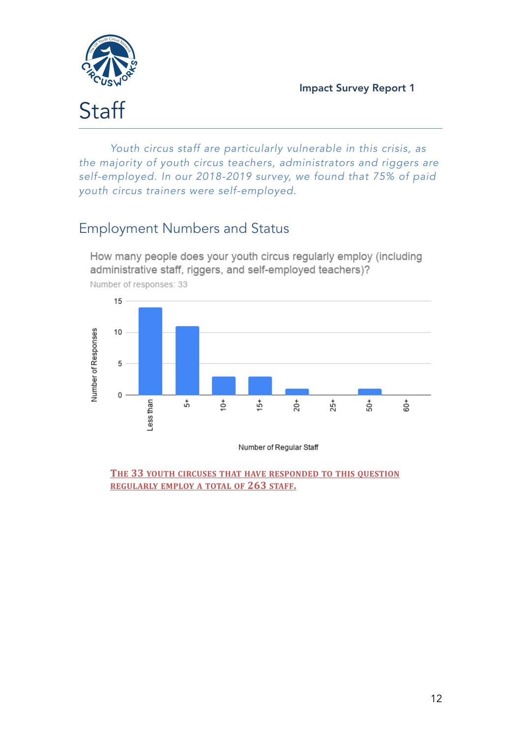# Staff

*Youth circus staff are particularly vulnerable in this crisis, as the majority of youth circus teachers, administrators and riggers are self-employed. In our 2018-2019 survey, we found that 75% of paid youth circus trainers were self-employed.*

## Employment Numbers and Status

How many people does your youth circus regularly employ (including administrative staff, riggers, and self-employed teachers)?

Number of responses: 33

| Number of Regular Staff | Number of Responses |
|---|---|
| Less than | 14 |
| 5+ | 11 |
| 10+ | 3 |
| 15+ | 3 |
| 20+ | 1 |
| 25+ | 0 |
| 50+ | 1 |
| 60+ | 0 |

**THE 33 YOUTH CIRCUSES THAT HAVE RESPONDED TO THIS QUESTION REGULARLY EMPLOY A TOTAL OF 263 STAFF.**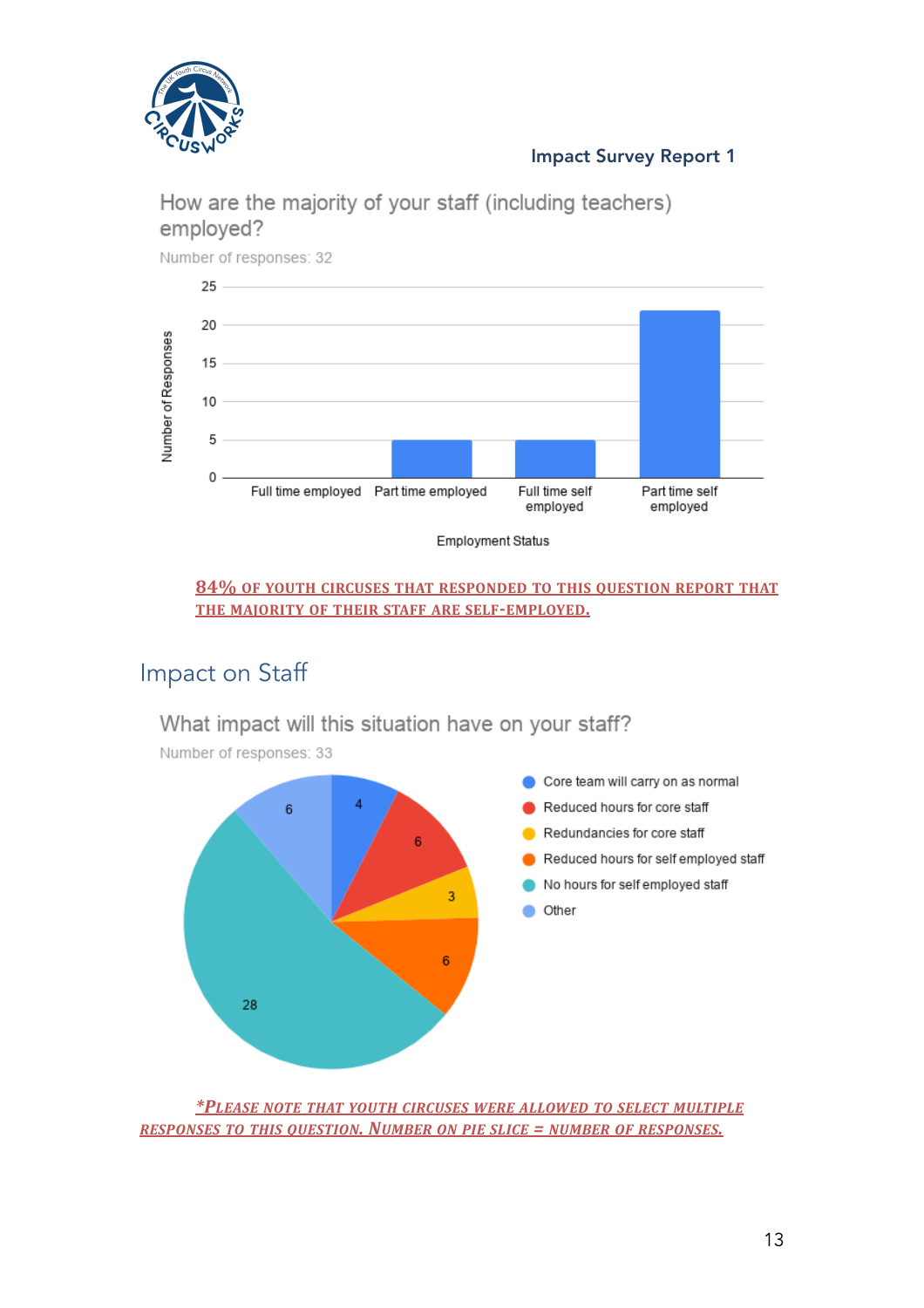How are the majority of your staff (including teachers) employed?

Number of responses: 32

| Employment Status | Number of Responses |
|---|---|
| Full time employed | 0 |
| Part time employed | 5 |
| Full time self employed | 5 |
| Part time self employed | 22 |

**84% OF YOUTH CIRCUSES THAT RESPONDED TO THIS QUESTION REPORT THAT THE MAJORITY OF THEIR STAFF ARE SELF-EMPLOYED.**

## Impact on Staff

What impact will this situation have on your staff?

Number of responses: 33

| Response | Number of responses |
|---|---|
| Core team will carry on as normal | 4 |
| Reduced hours for core staff | 6 |
| Redundancies for core staff | 3 |
| Reduced hours for self employed staff | 6 |
| No hours for self employed staff | 28 |
| Other | 6 |

*PLEASE NOTE THAT YOUTH CIRCUSES WERE ALLOWED TO SELECT MULTIPLE RESPONSES TO THIS QUESTION. NUMBER ON PIE SLICE = NUMBER OF RESPONSES.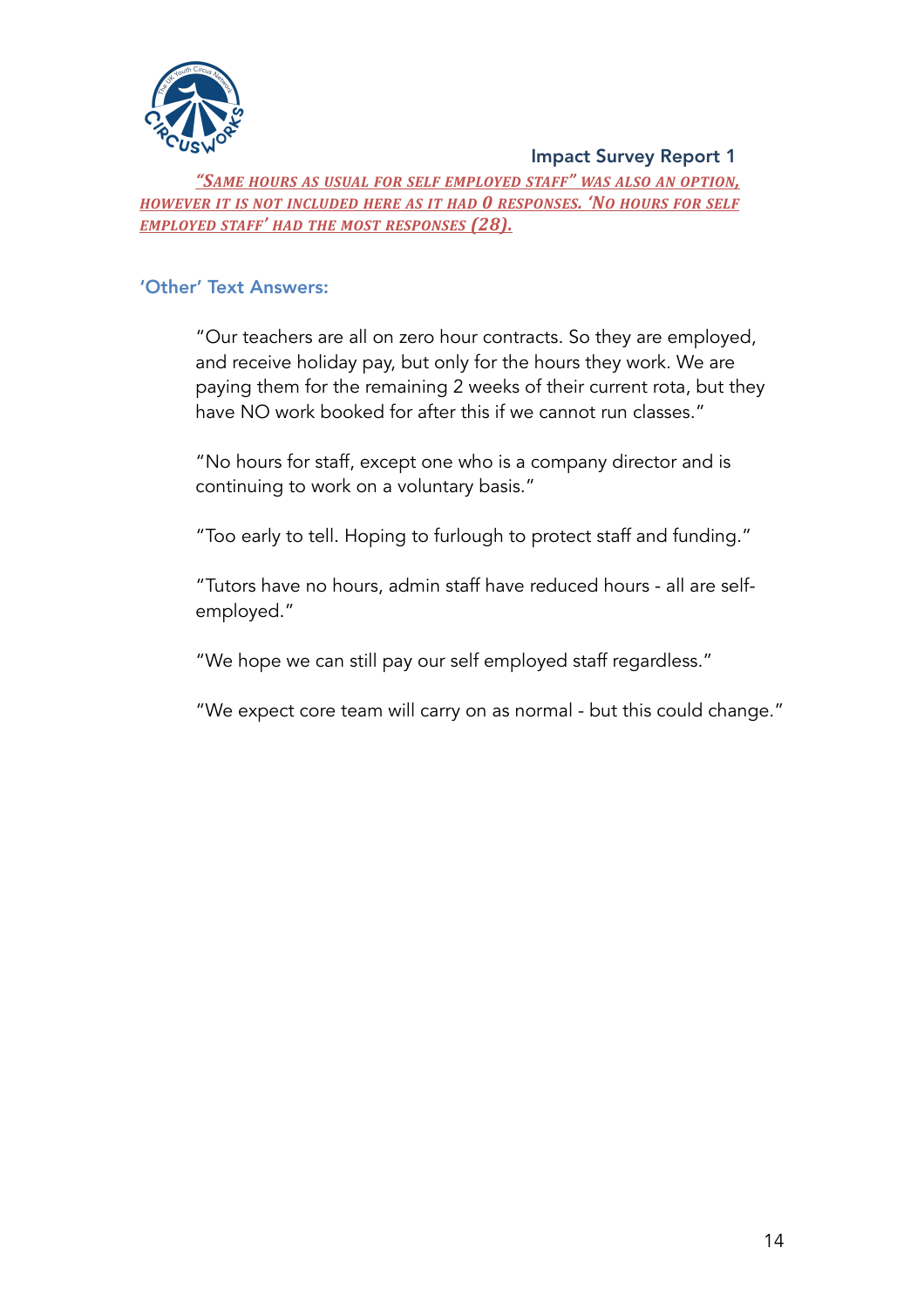*"Same hours as usual for self employed staff" was also an option, however it is not included here as it had 0 responses. 'No hours for self employed staff' had the most responses (28).*

### 'Other' Text Answers:

"Our teachers are all on zero hour contracts. So they are employed, and receive holiday pay, but only for the hours they work. We are paying them for the remaining 2 weeks of their current rota, but they have NO work booked for after this if we cannot run classes."

"No hours for staff, except one who is a company director and is continuing to work on a voluntary basis."

"Too early to tell. Hoping to furlough to protect staff and funding."

"Tutors have no hours, admin staff have reduced hours - all are self-employed."

"We hope we can still pay our self employed staff regardless."

"We expect core team will carry on as normal - but this could change."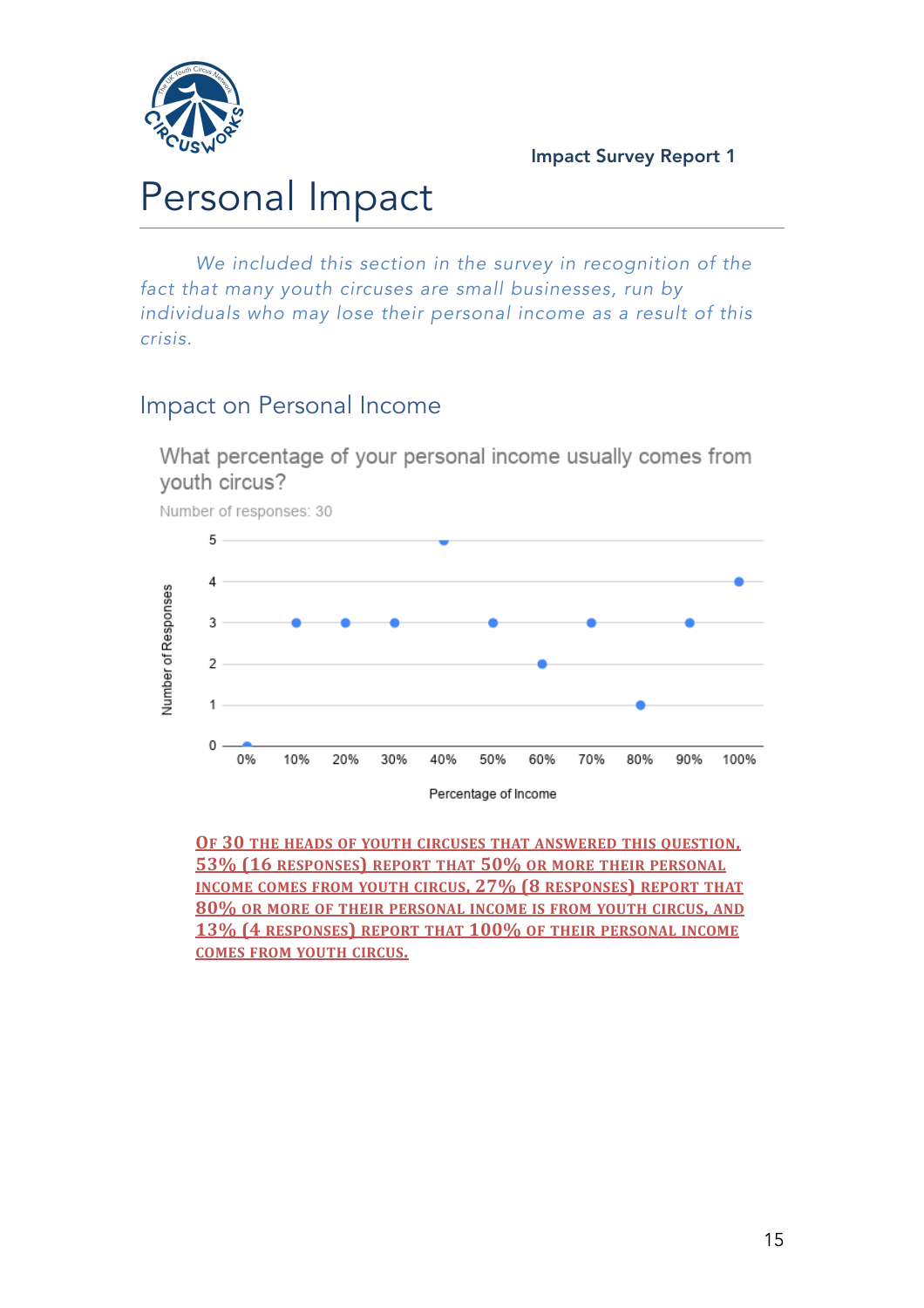# Personal Impact

*We included this section in the survey in recognition of the fact that many youth circuses are small businesses, run by individuals who may lose their personal income as a result of this crisis.*

## Impact on Personal Income

What percentage of your personal income usually comes from youth circus?

Number of responses: 30

| Percentage of Income | Number of Responses |
| --- | --- |
| 0% | 0 |
| 10% | 3 |
| 20% | 3 |
| 30% | 3 |
| 40% | 5 |
| 50% | 3 |
| 60% | 2 |
| 70% | 3 |
| 80% | 1 |
| 90% | 3 |
| 100% | 4 |

Of 30 the heads of youth circuses that answered this question, 53% (16 responses) report that 50% or more their personal income comes from youth circus, 27% (8 responses) report that 80% or more of their personal income is from youth circus, and 13% (4 responses) report that 100% of their personal income comes from youth circus.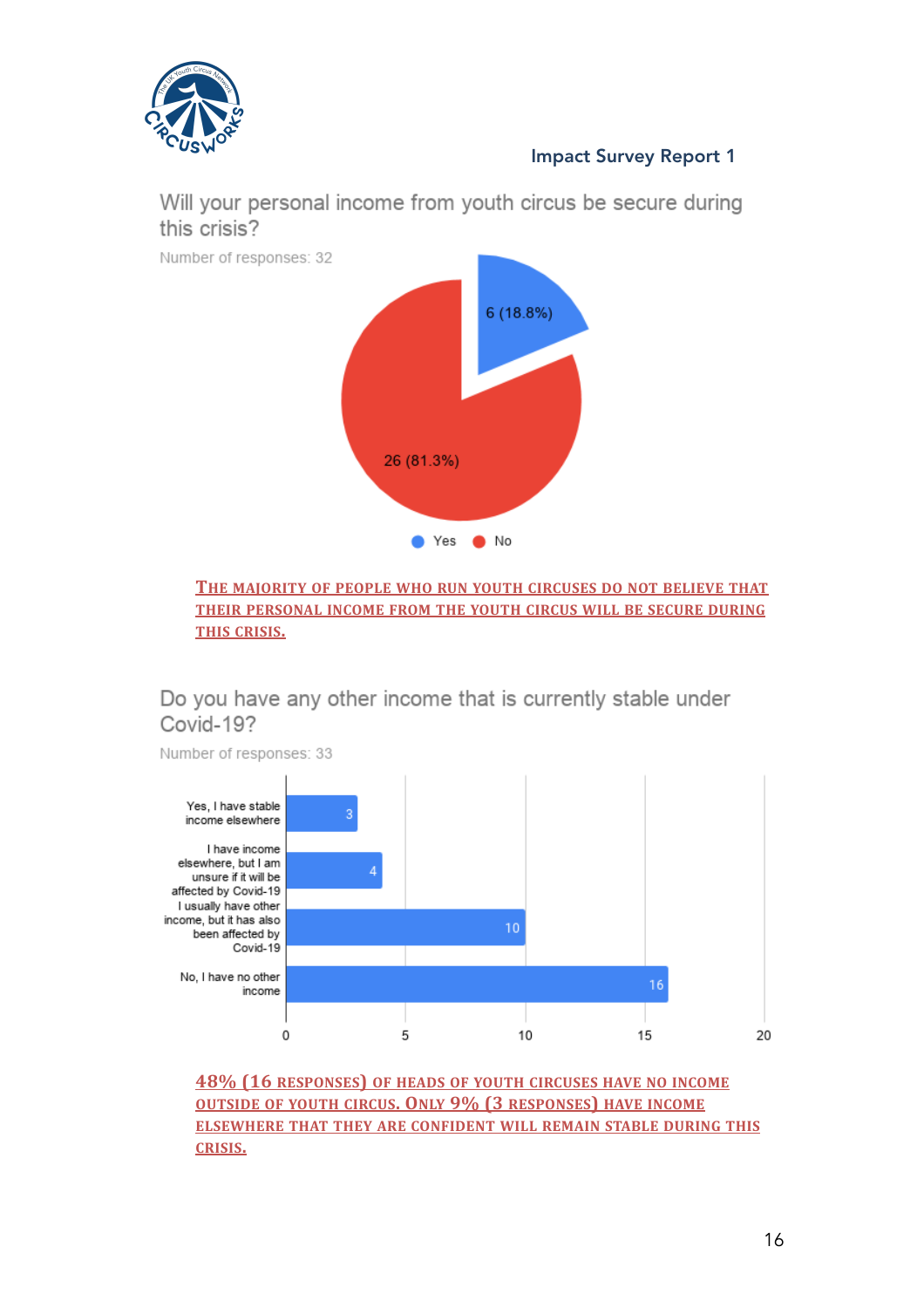Will your personal income from youth circus be secure during this crisis?

Number of responses: 32

| Response | Count (%) |
| --- | --- |
| Yes | 6 (18.8%) |
| No | 26 (81.3%) |

**The majority of people who run youth circuses do not believe that their personal income from the youth circus will be secure during this crisis.**

Do you have any other income that is currently stable under Covid-19?

Number of responses: 33

| Response | Count |
| --- | --- |
| Yes, I have stable income elsewhere | 3 |
| I have income elsewhere, but I am unsure if it will be affected by Covid-19 | 4 |
| I usually have other income, but it has also been affected by Covid-19 | 10 |
| No, I have no other income | 16 |

**48% (16 responses) of heads of youth circuses have no income outside of youth circus. Only 9% (3 responses) have income elsewhere that they are confident will remain stable during this crisis.**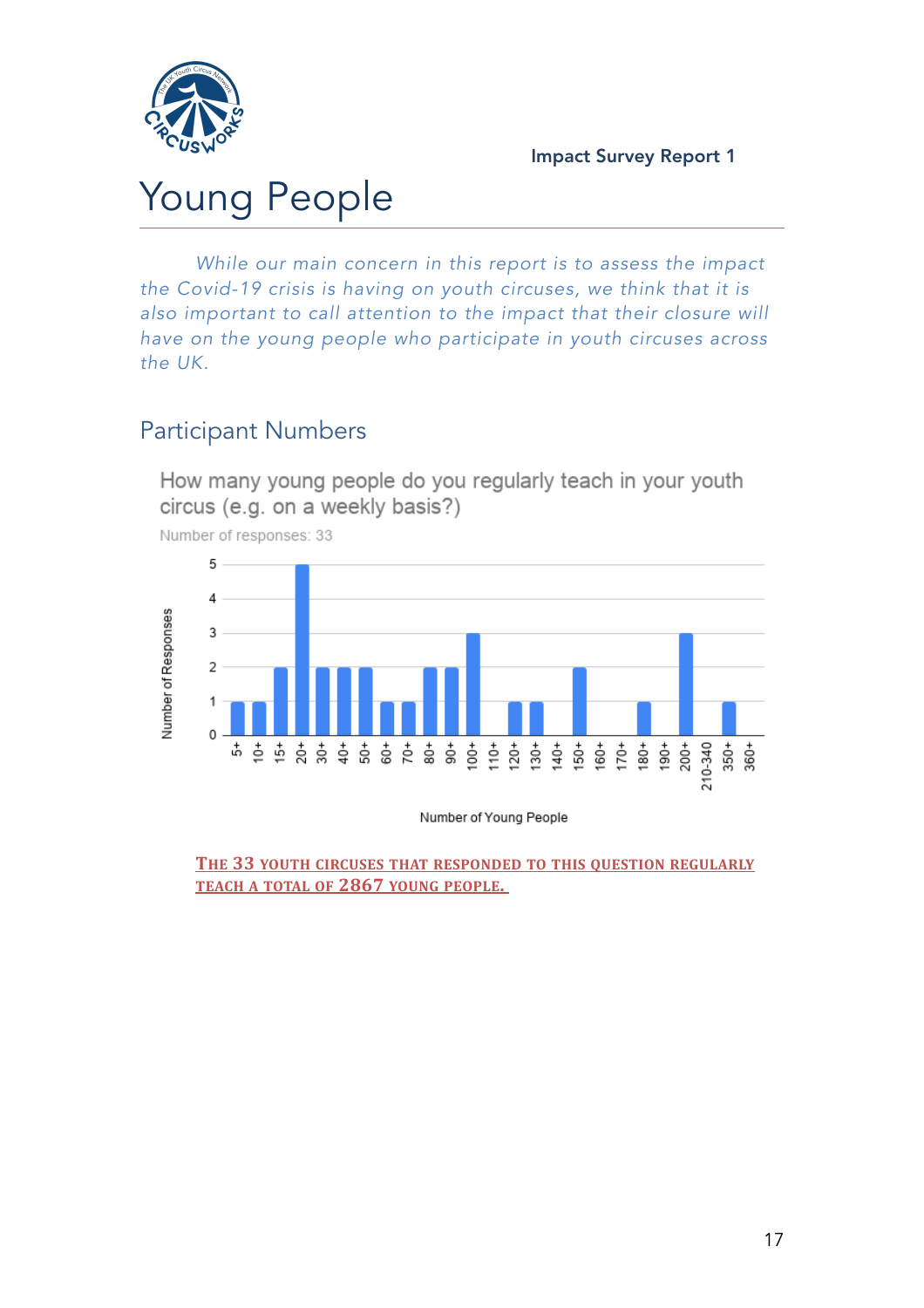# Young People

*While our main concern in this report is to assess the impact the Covid-19 crisis is having on youth circuses, we think that it is also important to call attention to the impact that their closure will have on the young people who participate in youth circuses across the UK.*

## Participant Numbers

How many young people do you regularly teach in your youth circus (e.g. on a weekly basis?)

Number of responses: 33

| Number of Young People | Number of Responses |
| --- | --- |
| 5+ | 1 |
| 10+ | 1 |
| 15+ | 2 |
| 20+ | 5 |
| 30+ | 2 |
| 40+ | 2 |
| 50+ | 2 |
| 60+ | 1 |
| 70+ | 1 |
| 80+ | 2 |
| 90+ | 2 |
| 100+ | 3 |
| 110+ | 0 |
| 120+ | 1 |
| 130+ | 1 |
| 140+ | 0 |
| 150+ | 2 |
| 160+ | 0 |
| 170+ | 0 |
| 180+ | 1 |
| 190+ | 0 |
| 200+ | 3 |
| 210-340 | 0 |
| 350+ | 1 |
| 360+ | 0 |

**THE 33 YOUTH CIRCUSES THAT RESPONDED TO THIS QUESTION REGULARLY TEACH A TOTAL OF 2867 YOUNG PEOPLE.**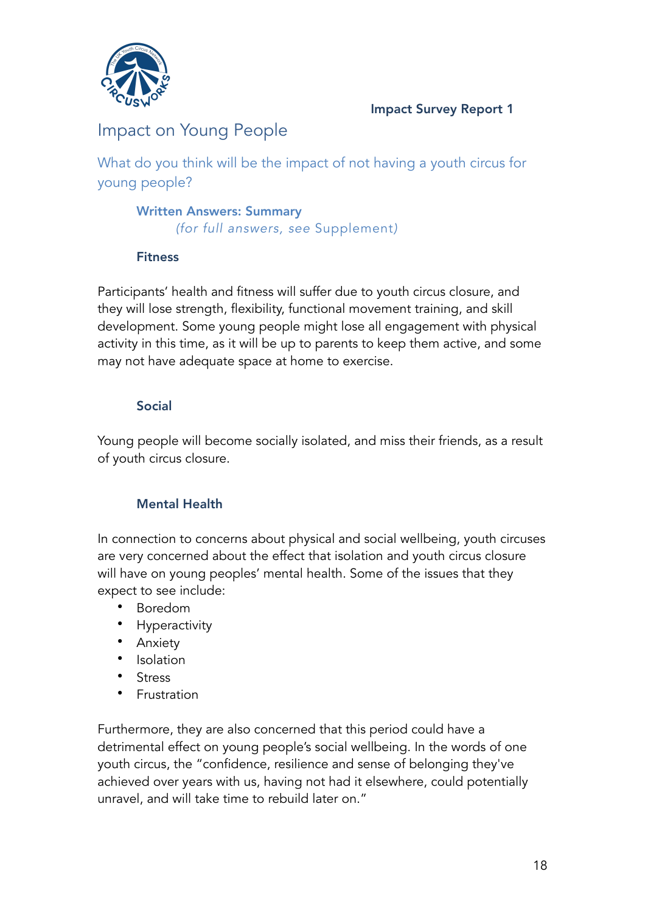# Impact on Young People

## What do you think will be the impact of not having a youth circus for young people?

### Written Answers: Summary

*(for full answers, see Supplement)*

### Fitness

Participants' health and fitness will suffer due to youth circus closure, and they will lose strength, flexibility, functional movement training, and skill development. Some young people might lose all engagement with physical activity in this time, as it will be up to parents to keep them active, and some may not have adequate space at home to exercise.

### Social

Young people will become socially isolated, and miss their friends, as a result of youth circus closure.

### Mental Health

In connection to concerns about physical and social wellbeing, youth circuses are very concerned about the effect that isolation and youth circus closure will have on young peoples' mental health. Some of the issues that they expect to see include:

- Boredom
- Hyperactivity
- Anxiety
- Isolation
- Stress
- Frustration

Furthermore, they are also concerned that this period could have a detrimental effect on young people's social wellbeing. In the words of one youth circus, the "confidence, resilience and sense of belonging they've achieved over years with us, having not had it elsewhere, could potentially unravel, and will take time to rebuild later on."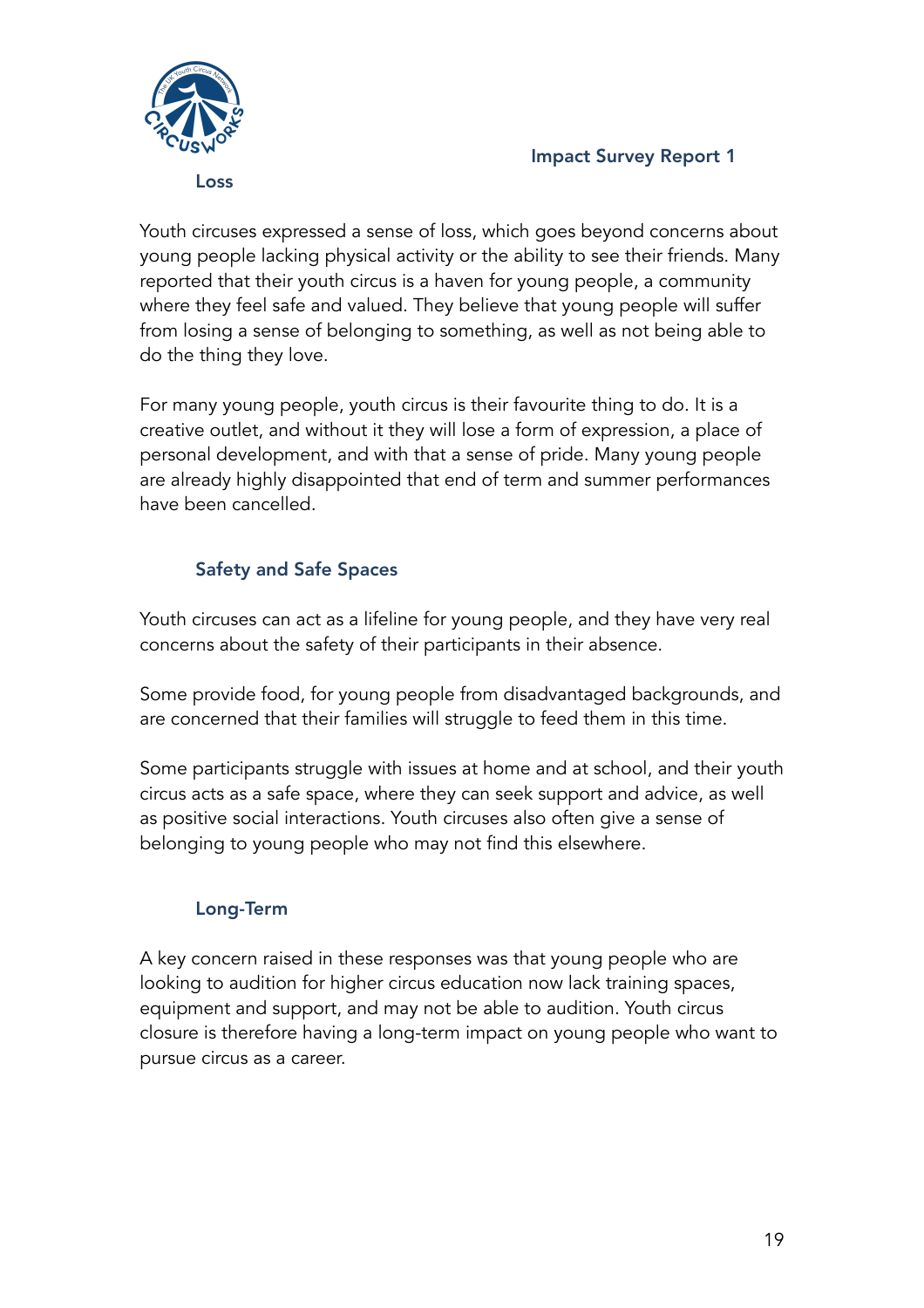## Loss

Youth circuses expressed a sense of loss, which goes beyond concerns about young people lacking physical activity or the ability to see their friends. Many reported that their youth circus is a haven for young people, a community where they feel safe and valued. They believe that young people will suffer from losing a sense of belonging to something, as well as not being able to do the thing they love.

For many young people, youth circus is their favourite thing to do. It is a creative outlet, and without it they will lose a form of expression, a place of personal development, and with that a sense of pride. Many young people are already highly disappointed that end of term and summer performances have been cancelled.

## Safety and Safe Spaces

Youth circuses can act as a lifeline for young people, and they have very real concerns about the safety of their participants in their absence.

Some provide food, for young people from disadvantaged backgrounds, and are concerned that their families will struggle to feed them in this time.

Some participants struggle with issues at home and at school, and their youth circus acts as a safe space, where they can seek support and advice, as well as positive social interactions. Youth circuses also often give a sense of belonging to young people who may not find this elsewhere.

## Long-Term

A key concern raised in these responses was that young people who are looking to audition for higher circus education now lack training spaces, equipment and support, and may not be able to audition. Youth circus closure is therefore having a long-term impact on young people who want to pursue circus as a career.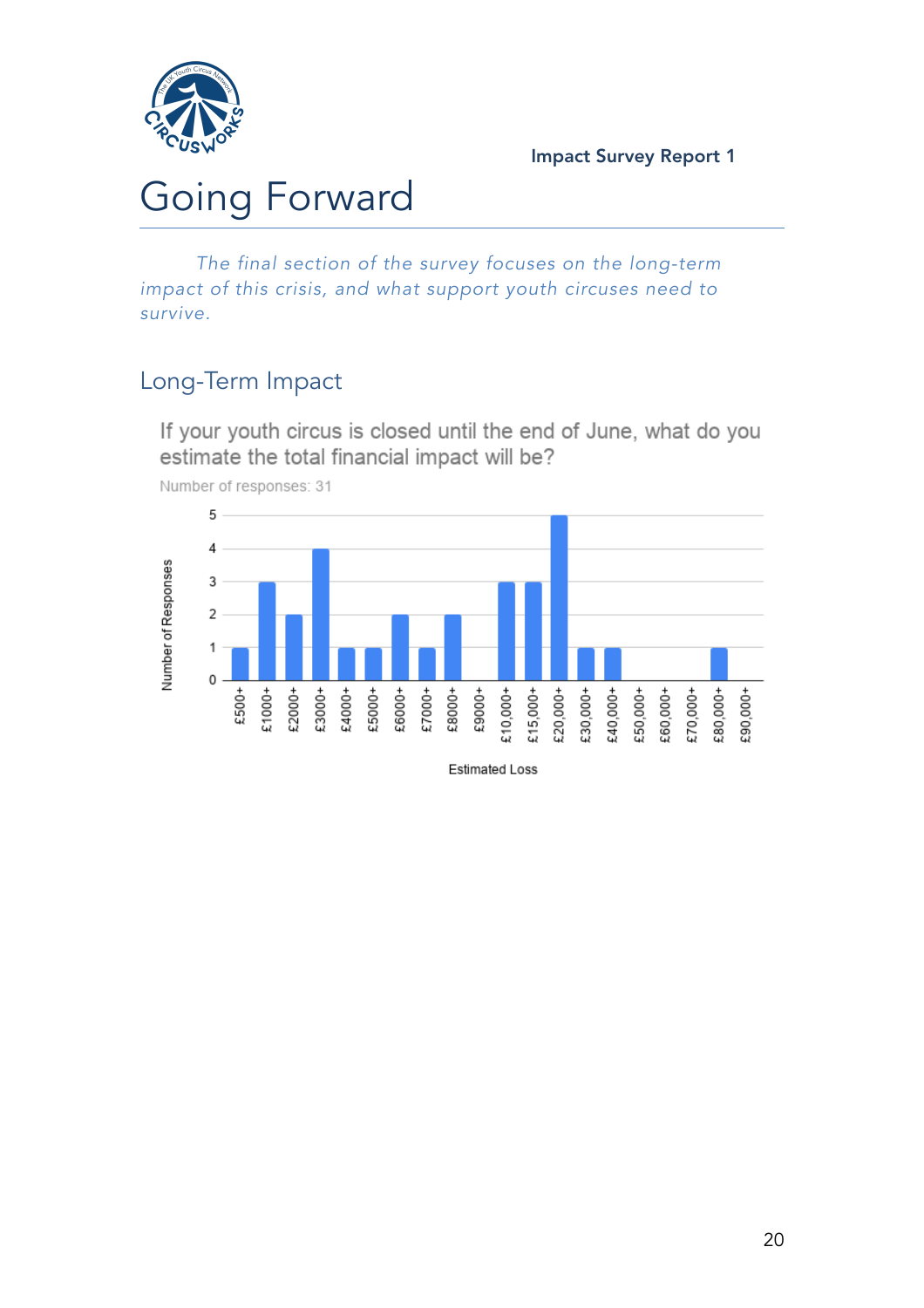# Going Forward

*The final section of the survey focuses on the long-term impact of this crisis, and what support youth circuses need to survive.*

## Long-Term Impact

If your youth circus is closed until the end of June, what do you estimate the total financial impact will be?

Number of responses: 31

| Estimated Loss | Number of Responses |
|---|---|
| £500+ | 1 |
| £1000+ | 3 |
| £2000+ | 2 |
| £3000+ | 4 |
| £4000+ | 1 |
| £5000+ | 1 |
| £6000+ | 2 |
| £7000+ | 1 |
| £8000+ | 2 |
| £9000+ | 0 |
| £10,000+ | 3 |
| £15,000+ | 3 |
| £20,000+ | 5 |
| £30,000+ | 1 |
| £40,000+ | 1 |
| £50,000+ | 0 |
| £60,000+ | 0 |
| £70,000+ | 0 |
| £80,000+ | 1 |
| £90,000+ | 0 |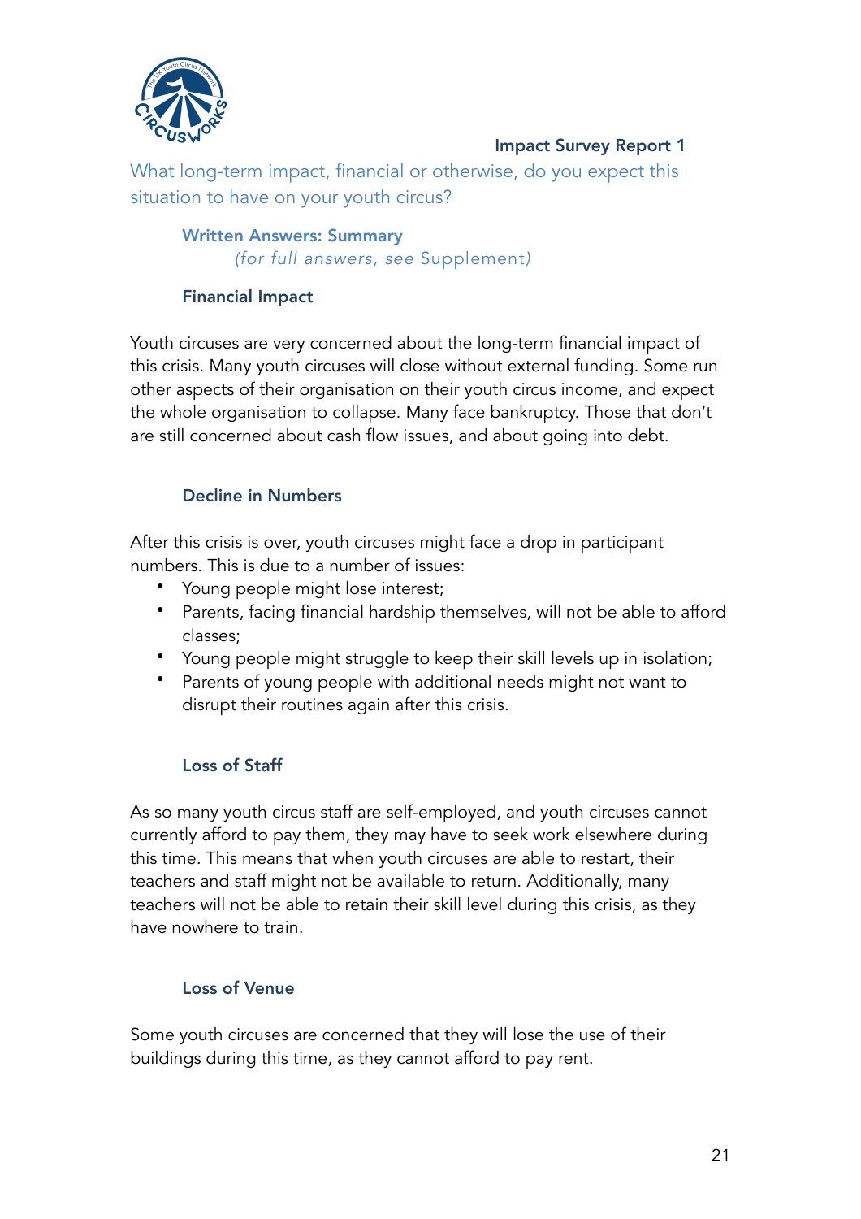Impact Survey Report 1

## What long-term impact, financial or otherwise, do you expect this situation to have on your youth circus?

### Written Answers: Summary

*(for full answers, see Supplement)*

### Financial Impact

Youth circuses are very concerned about the long-term financial impact of this crisis. Many youth circuses will close without external funding. Some run other aspects of their organisation on their youth circus income, and expect the whole organisation to collapse. Many face bankruptcy. Those that don't are still concerned about cash flow issues, and about going into debt.

### Decline in Numbers

After this crisis is over, youth circuses might face a drop in participant numbers. This is due to a number of issues:

- Young people might lose interest;
- Parents, facing financial hardship themselves, will not be able to afford classes;
- Young people might struggle to keep their skill levels up in isolation;
- Parents of young people with additional needs might not want to disrupt their routines again after this crisis.

### Loss of Staff

As so many youth circus staff are self-employed, and youth circuses cannot currently afford to pay them, they may have to seek work elsewhere during this time. This means that when youth circuses are able to restart, their teachers and staff might not be available to return. Additionally, many teachers will not be able to retain their skill level during this crisis, as they have nowhere to train.

### Loss of Venue

Some youth circuses are concerned that they will lose the use of their buildings during this time, as they cannot afford to pay rent.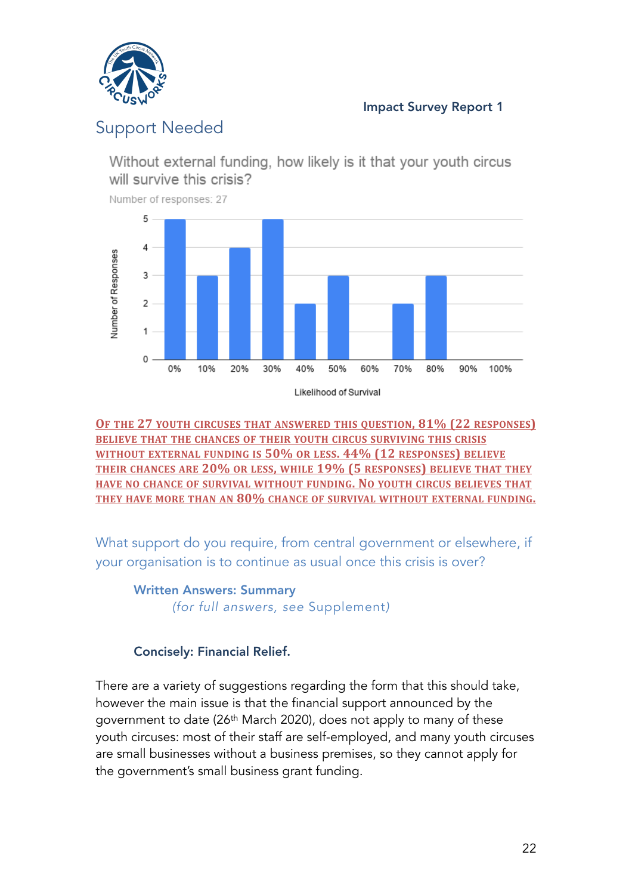## Support Needed

Without external funding, how likely is it that your youth circus will survive this crisis?

Number of responses: 27

| Likelihood of Survival | Number of Responses |
|---|---|
| 0% | 5 |
| 10% | 3 |
| 20% | 4 |
| 30% | 5 |
| 40% | 2 |
| 50% | 3 |
| 60% | 0 |
| 70% | 2 |
| 80% | 3 |
| 90% | 0 |
| 100% | 0 |

OF THE 27 YOUTH CIRCUSES THAT ANSWERED THIS QUESTION, 81% (22 RESPONSES) BELIEVE THAT THE CHANCES OF THEIR YOUTH CIRCUS SURVIVING THIS CRISIS WITHOUT EXTERNAL FUNDING IS 50% OR LESS. 44% (12 RESPONSES) BELIEVE THEIR CHANCES ARE 20% OR LESS, WHILE 19% (5 RESPONSES) BELIEVE THAT THEY HAVE NO CHANCE OF SURVIVAL WITHOUT FUNDING. NO YOUTH CIRCUS BELIEVES THAT THEY HAVE MORE THAN AN 80% CHANCE OF SURVIVAL WITHOUT EXTERNAL FUNDING.

### What support do you require, from central government or elsewhere, if your organisation is to continue as usual once this crisis is over?

**Written Answers: Summary**

*(for full answers, see Supplement)*

**Concisely: Financial Relief.**

There are a variety of suggestions regarding the form that this should take, however the main issue is that the financial support announced by the government to date (26th March 2020), does not apply to many of these youth circuses: most of their staff are self-employed, and many youth circuses are small businesses without a business premises, so they cannot apply for the government's small business grant funding.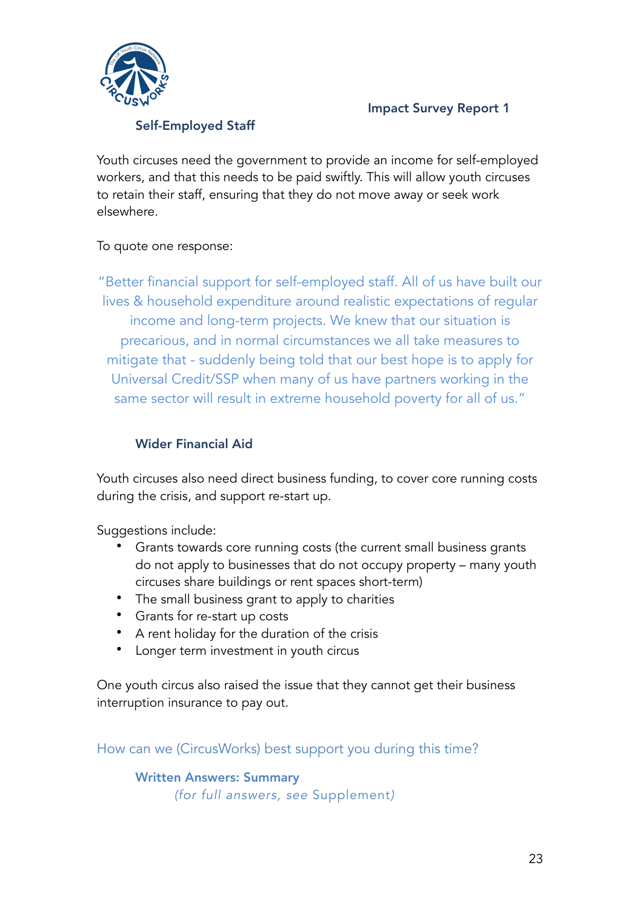### Self-Employed Staff

Youth circuses need the government to provide an income for self-employed workers, and that this needs to be paid swiftly. This will allow youth circuses to retain their staff, ensuring that they do not move away or seek work elsewhere.

To quote one response:

> "Better financial support for self-employed staff. All of us have built our lives & household expenditure around realistic expectations of regular income and long-term projects. We knew that our situation is precarious, and in normal circumstances we all take measures to mitigate that - suddenly being told that our best hope is to apply for Universal Credit/SSP when many of us have partners working in the same sector will result in extreme household poverty for all of us."

### Wider Financial Aid

Youth circuses also need direct business funding, to cover core running costs during the crisis, and support re-start up.

Suggestions include:

- Grants towards core running costs (the current small business grants do not apply to businesses that do not occupy property – many youth circuses share buildings or rent spaces short-term)
- The small business grant to apply to charities
- Grants for re-start up costs
- A rent holiday for the duration of the crisis
- Longer term investment in youth circus

One youth circus also raised the issue that they cannot get their business interruption insurance to pay out.

## How can we (CircusWorks) best support you during this time?

### Written Answers: Summary

*(for full answers, see Supplement)*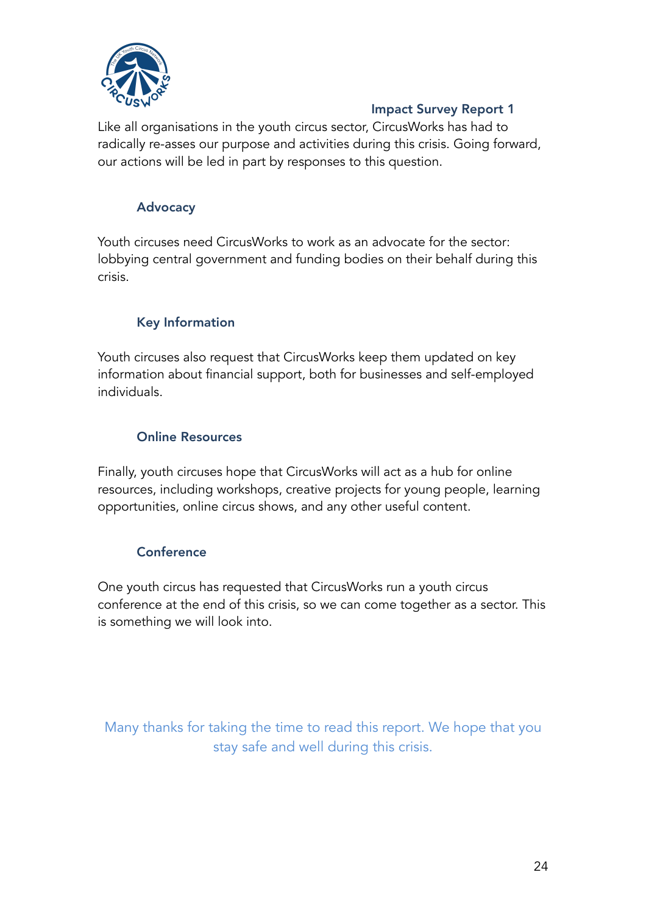Like all organisations in the youth circus sector, CircusWorks has had to radically re-asses our purpose and activities during this crisis. Going forward, our actions will be led in part by responses to this question.

### Advocacy

Youth circuses need CircusWorks to work as an advocate for the sector: lobbying central government and funding bodies on their behalf during this crisis.

### Key Information

Youth circuses also request that CircusWorks keep them updated on key information about financial support, both for businesses and self-employed individuals.

### Online Resources

Finally, youth circuses hope that CircusWorks will act as a hub for online resources, including workshops, creative projects for young people, learning opportunities, online circus shows, and any other useful content.

### Conference

One youth circus has requested that CircusWorks run a youth circus conference at the end of this crisis, so we can come together as a sector. This is something we will look into.

Many thanks for taking the time to read this report. We hope that you stay safe and well during this crisis.